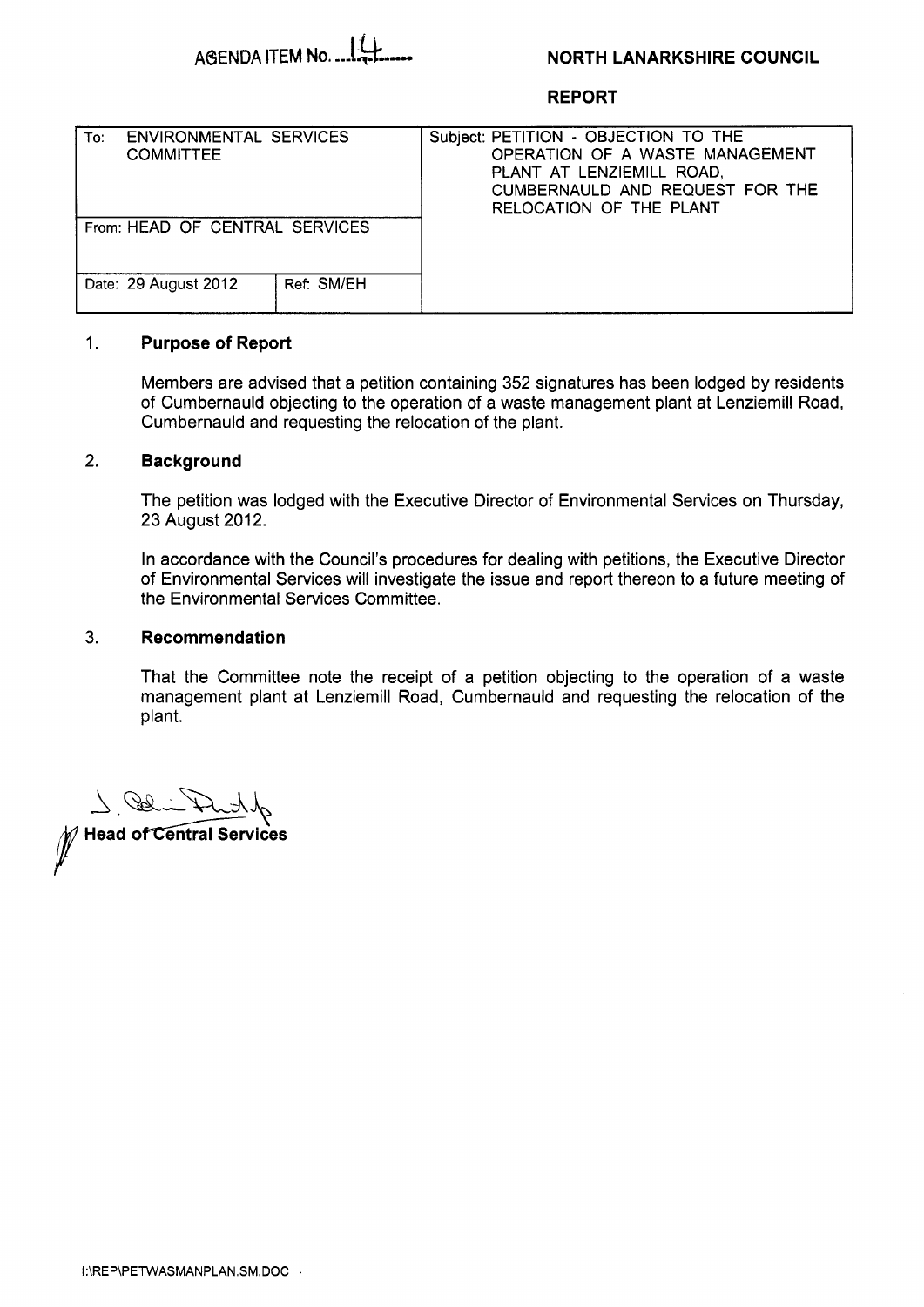AGENDA ITEM No. 14

**NORTH LANARKSHIRE COUNCIL**

**REPORT**

| To: ENVIRONMENTAL SERVICES COMMITTEE | | Subject: PETITION - OBJECTION TO THE OPERATION OF A WASTE MANAGEMENT PLANT AT LENZIEMILL ROAD, CUMBERNAULD AND REQUEST FOR THE RELOCATION OF THE PLANT |
|---|---|---|
| From: HEAD OF CENTRAL SERVICES | | |
| Date: 29 August 2012 | Ref: SM/EH | |

## 1. Purpose of Report

Members are advised that a petition containing 352 signatures has been lodged by residents of Cumbernauld objecting to the operation of a waste management plant at Lenziemill Road, Cumbernauld and requesting the relocation of the plant.

## 2. Background

The petition was lodged with the Executive Director of Environmental Services on Thursday, 23 August 2012.

In accordance with the Council's procedures for dealing with petitions, the Executive Director of Environmental Services will investigate the issue and report thereon to a future meeting of the Environmental Services Committee.

## 3. Recommendation

That the Committee note the receipt of a petition objecting to the operation of a waste management plant at Lenziemill Road, Cumbernauld and requesting the relocation of the plant.

**Head of Central Services**

I:\REP\PETWASMANPLAN.SM.DOC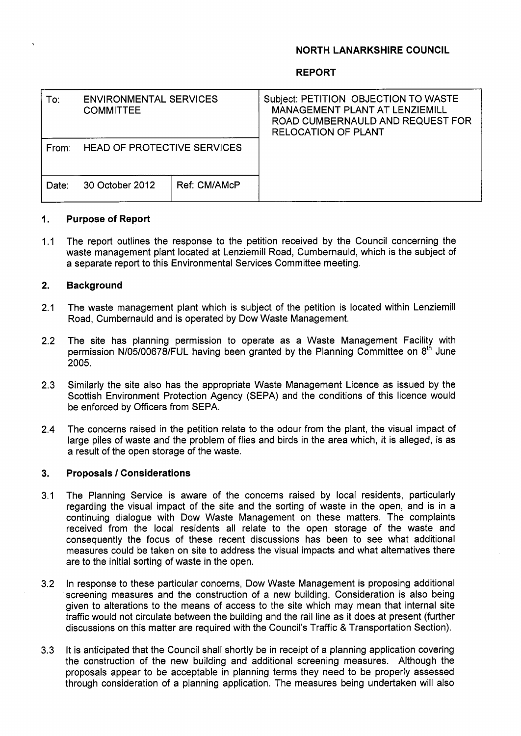# NORTH LANARKSHIRE COUNCIL

## REPORT

| To: ENVIRONMENTAL SERVICES COMMITTEE | | Subject: PETITION OBJECTION TO WASTE MANAGEMENT PLANT AT LENZIEMILL ROAD CUMBERNAULD AND REQUEST FOR RELOCATION OF PLANT |
| --- | --- | --- |
| From: HEAD OF PROTECTIVE SERVICES | | |
| Date: 30 October 2012 | Ref: CM/AMcP | |

### 1. Purpose of Report

1.1 The report outlines the response to the petition received by the Council concerning the waste management plant located at Lenziemill Road, Cumbernauld, which is the subject of a separate report to this Environmental Services Committee meeting.

### 2. Background

2.1 The waste management plant which is subject of the petition is located within Lenziemill Road, Cumbernauld and is operated by Dow Waste Management.

2.2 The site has planning permission to operate as a Waste Management Facility with permission N/05/00678/FUL having been granted by the Planning Committee on 8th June 2005.

2.3 Similarly the site also has the appropriate Waste Management Licence as issued by the Scottish Environment Protection Agency (SEPA) and the conditions of this licence would be enforced by Officers from SEPA.

2.4 The concerns raised in the petition relate to the odour from the plant, the visual impact of large piles of waste and the problem of flies and birds in the area which, it is alleged, is as a result of the open storage of the waste.

### 3. Proposals / Considerations

3.1 The Planning Service is aware of the concerns raised by local residents, particularly regarding the visual impact of the site and the sorting of waste in the open, and is in a continuing dialogue with Dow Waste Management on these matters. The complaints received from the local residents all relate to the open storage of the waste and consequently the focus of these recent discussions has been to see what additional measures could be taken on site to address the visual impacts and what alternatives there are to the initial sorting of waste in the open.

3.2 In response to these particular concerns, Dow Waste Management is proposing additional screening measures and the construction of a new building. Consideration is also being given to alterations to the means of access to the site which may mean that internal site traffic would not circulate between the building and the rail line as it does at present (further discussions on this matter are required with the Council's Traffic & Transportation Section).

3.3 It is anticipated that the Council shall shortly be in receipt of a planning application covering the construction of the new building and additional screening measures. Although the proposals appear to be acceptable in planning terms they need to be properly assessed through consideration of a planning application. The measures being undertaken will also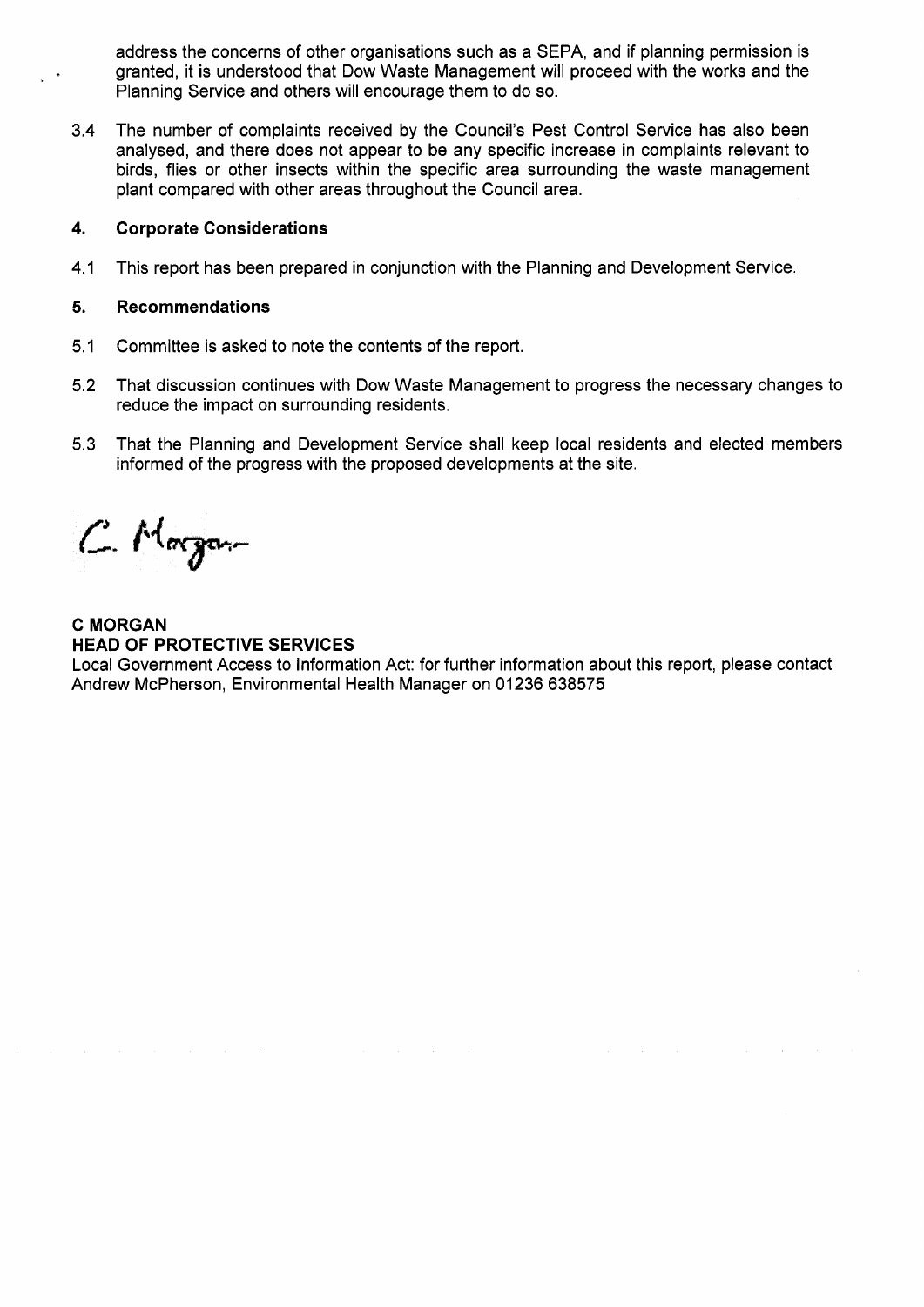address the concerns of other organisations such as a SEPA, and if planning permission is granted, it is understood that Dow Waste Management will proceed with the works and the Planning Service and others will encourage them to do so.

3.4 The number of complaints received by the Council's Pest Control Service has also been analysed, and there does not appear to be any specific increase in complaints relevant to birds, flies or other insects within the specific area surrounding the waste management plant compared with other areas throughout the Council area.

## 4. Corporate Considerations

4.1 This report has been prepared in conjunction with the Planning and Development Service.

## 5. Recommendations

5.1 Committee is asked to note the contents of the report.

5.2 That discussion continues with Dow Waste Management to progress the necessary changes to reduce the impact on surrounding residents.

5.3 That the Planning and Development Service shall keep local residents and elected members informed of the progress with the proposed developments at the site.

C. Morgan

**C MORGAN**
**HEAD OF PROTECTIVE SERVICES**

Local Government Access to Information Act: for further information about this report, please contact Andrew McPherson, Environmental Health Manager on 01236 638575